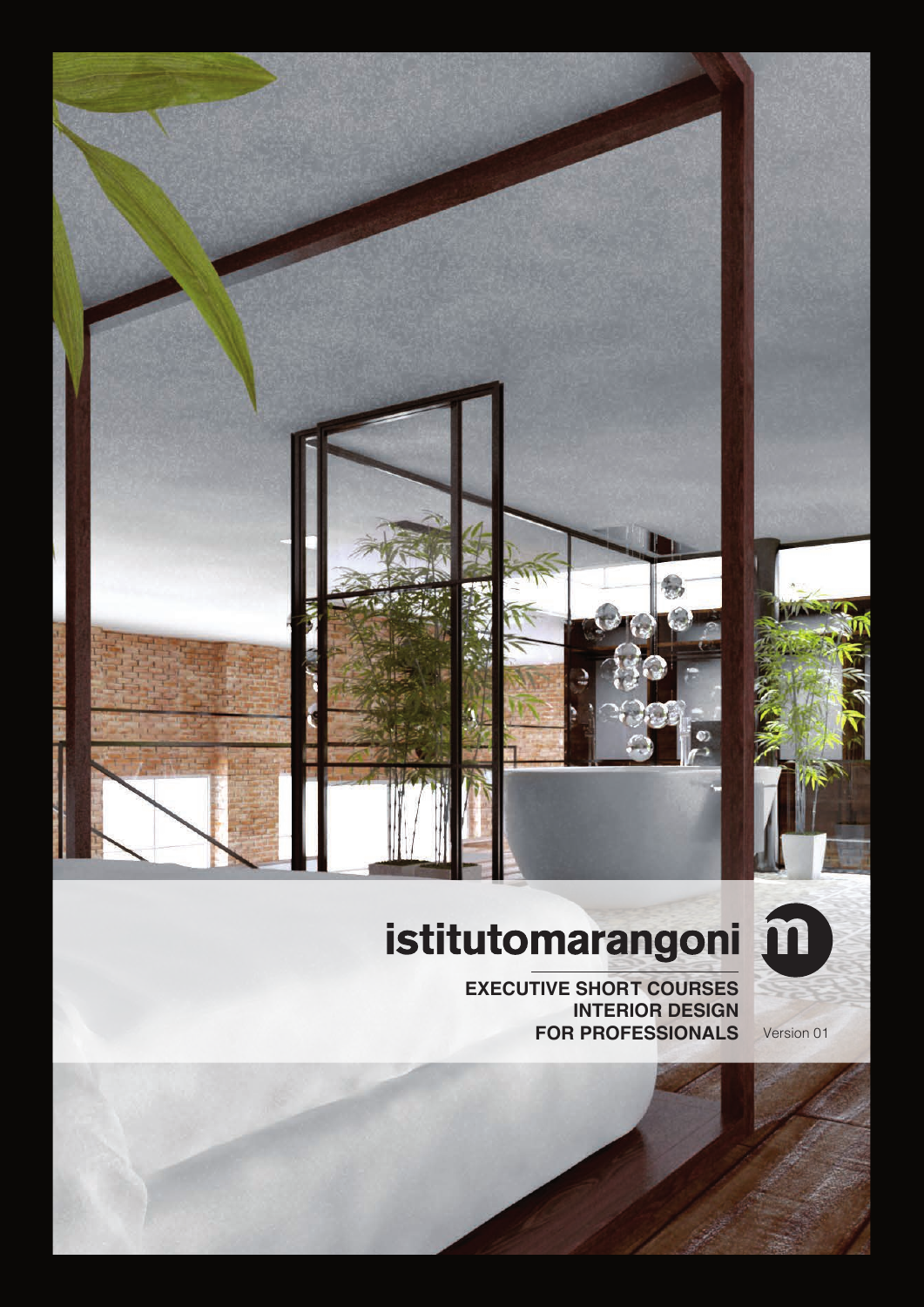# istitutomarangoni

**EXECUTIVE SHORT COURSES**
**INTERIOR DESIGN**
**FOR PROFESSIONALS**

Version 01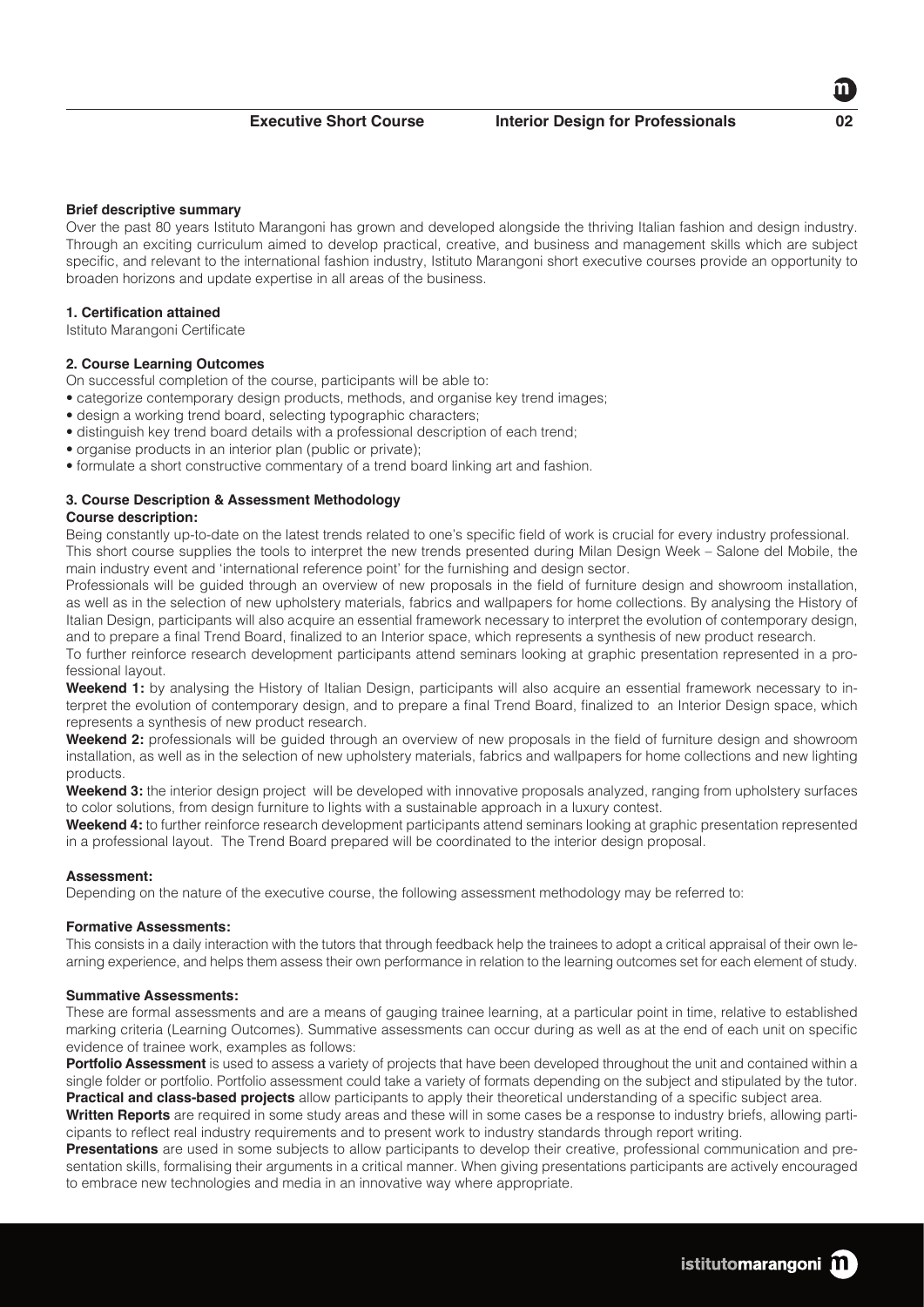**Brief descriptive summary**

Over the past 80 years Istituto Marangoni has grown and developed alongside the thriving Italian fashion and design industry. Through an exciting curriculum aimed to develop practical, creative, and business and management skills which are subject specific, and relevant to the international fashion industry, Istituto Marangoni short executive courses provide an opportunity to broaden horizons and update expertise in all areas of the business.

**1. Certification attained**

Istituto Marangoni Certificate

**2. Course Learning Outcomes**

On successful completion of the course, participants will be able to:

- categorize contemporary design products, methods, and organise key trend images;
- design a working trend board, selecting typographic characters;
- distinguish key trend board details with a professional description of each trend;
- organise products in an interior plan (public or private);
- formulate a short constructive commentary of a trend board linking art and fashion.

**3. Course Description & Assessment Methodology**

**Course description:**

Being constantly up-to-date on the latest trends related to one's specific field of work is crucial for every industry professional. This short course supplies the tools to interpret the new trends presented during Milan Design Week – Salone del Mobile, the main industry event and 'international reference point' for the furnishing and design sector.

Professionals will be guided through an overview of new proposals in the field of furniture design and showroom installation, as well as in the selection of new upholstery materials, fabrics and wallpapers for home collections. By analysing the History of Italian Design, participants will also acquire an essential framework necessary to interpret the evolution of contemporary design, and to prepare a final Trend Board, finalized to an Interior space, which represents a synthesis of new product research.

To further reinforce research development participants attend seminars looking at graphic presentation represented in a professional layout.

**Weekend 1:** by analysing the History of Italian Design, participants will also acquire an essential framework necessary to interpret the evolution of contemporary design, and to prepare a final Trend Board, finalized to an Interior Design space, which represents a synthesis of new product research.

**Weekend 2:** professionals will be guided through an overview of new proposals in the field of furniture design and showroom installation, as well as in the selection of new upholstery materials, fabrics and wallpapers for home collections and new lighting products.

**Weekend 3:** the interior design project will be developed with innovative proposals analyzed, ranging from upholstery surfaces to color solutions, from design furniture to lights with a sustainable approach in a luxury contest.

**Weekend 4:** to further reinforce research development participants attend seminars looking at graphic presentation represented in a professional layout. The Trend Board prepared will be coordinated to the interior design proposal.

**Assessment:**

Depending on the nature of the executive course, the following assessment methodology may be referred to:

**Formative Assessments:**

This consists in a daily interaction with the tutors that through feedback help the trainees to adopt a critical appraisal of their own learning experience, and helps them assess their own performance in relation to the learning outcomes set for each element of study.

**Summative Assessments:**

These are formal assessments and are a means of gauging trainee learning, at a particular point in time, relative to established marking criteria (Learning Outcomes). Summative assessments can occur during as well as at the end of each unit on specific evidence of trainee work, examples as follows:

**Portfolio Assessment** is used to assess a variety of projects that have been developed throughout the unit and contained within a single folder or portfolio. Portfolio assessment could take a variety of formats depending on the subject and stipulated by the tutor.

**Practical and class-based projects** allow participants to apply their theoretical understanding of a specific subject area.

**Written Reports** are required in some study areas and these will in some cases be a response to industry briefs, allowing participants to reflect real industry requirements and to present work to industry standards through report writing.

**Presentations** are used in some subjects to allow participants to develop their creative, professional communication and presentation skills, formalising their arguments in a critical manner. When giving presentations participants are actively encouraged to embrace new technologies and media in an innovative way where appropriate.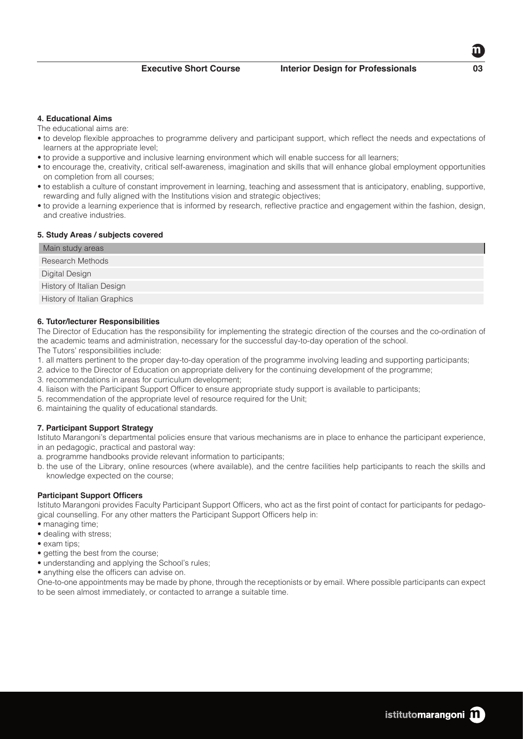### 4. Educational Aims

The educational aims are:

- to develop flexible approaches to programme delivery and participant support, which reflect the needs and expectations of learners at the appropriate level;
- to provide a supportive and inclusive learning environment which will enable success for all learners;
- to encourage the, creativity, critical self-awareness, imagination and skills that will enhance global employment opportunities on completion from all courses;
- to establish a culture of constant improvement in learning, teaching and assessment that is anticipatory, enabling, supportive, rewarding and fully aligned with the Institutions vision and strategic objectives;
- to provide a learning experience that is informed by research, reflective practice and engagement within the fashion, design, and creative industries.

### 5. Study Areas / subjects covered

| Main study areas |
|---|
| Research Methods |
| Digital Design |
| History of Italian Design |
| History of Italian Graphics |

### 6. Tutor/lecturer Responsibilities

The Director of Education has the responsibility for implementing the strategic direction of the courses and the co-ordination of the academic teams and administration, necessary for the successful day-to-day operation of the school.

The Tutors' responsibilities include:

1. all matters pertinent to the proper day-to-day operation of the programme involving leading and supporting participants;
2. advice to the Director of Education on appropriate delivery for the continuing development of the programme;
3. recommendations in areas for curriculum development;
4. liaison with the Participant Support Officer to ensure appropriate study support is available to participants;
5. recommendation of the appropriate level of resource required for the Unit;
6. maintaining the quality of educational standards.

### 7. Participant Support Strategy

Istituto Marangoni's departmental policies ensure that various mechanisms are in place to enhance the participant experience, in an pedagogic, practical and pastoral way:

a. programme handbooks provide relevant information to participants;
b. the use of the Library, online resources (where available), and the centre facilities help participants to reach the skills and knowledge expected on the course;

#### Participant Support Officers

Istituto Marangoni provides Faculty Participant Support Officers, who act as the first point of contact for participants for pedagogical counselling. For any other matters the Participant Support Officers help in:

- managing time;
- dealing with stress;
- exam tips;
- getting the best from the course;
- understanding and applying the School's rules;
- anything else the officers can advise on.

One-to-one appointments may be made by phone, through the receptionists or by email. Where possible participants can expect to be seen almost immediately, or contacted to arrange a suitable time.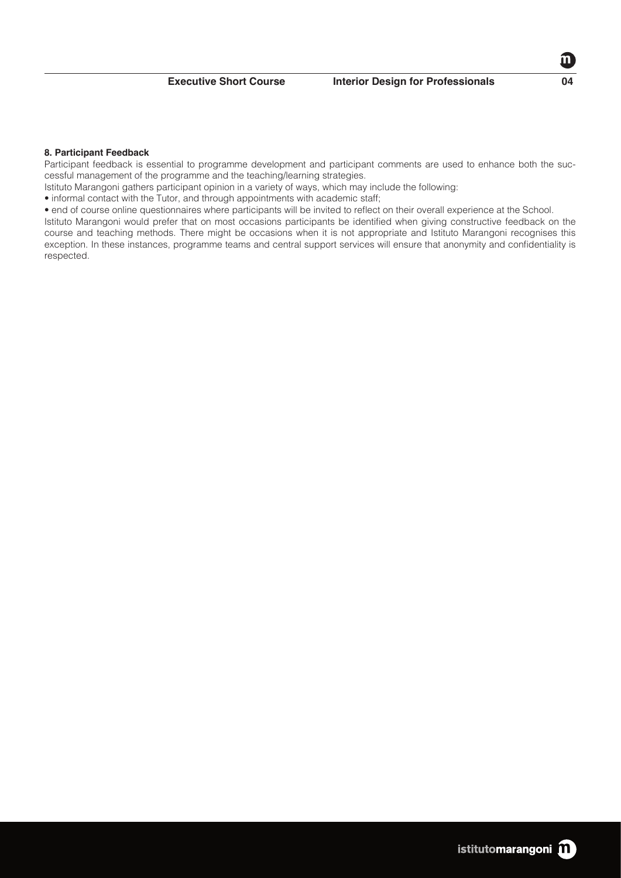## 8. Participant Feedback

Participant feedback is essential to programme development and participant comments are used to enhance both the successful management of the programme and the teaching/learning strategies.

Istituto Marangoni gathers participant opinion in a variety of ways, which may include the following:

- informal contact with the Tutor, and through appointments with academic staff;
- end of course online questionnaires where participants will be invited to reflect on their overall experience at the School.

Istituto Marangoni would prefer that on most occasions participants be identified when giving constructive feedback on the course and teaching methods. There might be occasions when it is not appropriate and Istituto Marangoni recognises this exception. In these instances, programme teams and central support services will ensure that anonymity and confidentiality is respected.